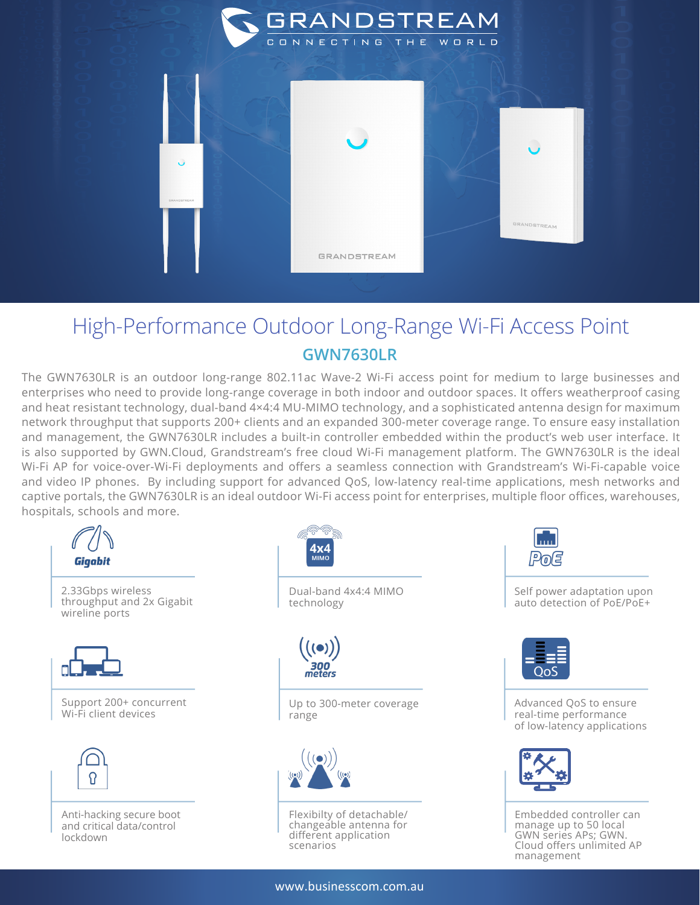# High-Performance Outdoor Long-Range Wi-Fi Access Point

## GWN7630LR

The GWN7630LR is an outdoor long-range 802.11ac Wave-2 Wi-Fi access point for medium to large businesses and enterprises who need to provide long-range coverage in both indoor and outdoor spaces. It offers weatherproof casing and heat resistant technology, dual-band 4×4:4 MU-MIMO technology, and a sophisticated antenna design for maximum network throughput that supports 200+ clients and an expanded 300-meter coverage range. To ensure easy installation and management, the GWN7630LR includes a built-in controller embedded within the product's web user interface. It is also supported by GWN.Cloud, Grandstream's free cloud Wi-Fi management platform. The GWN7630LR is the ideal Wi-Fi AP for voice-over-Wi-Fi deployments and offers a seamless connection with Grandstream's Wi-Fi-capable voice and video IP phones. By including support for advanced QoS, low-latency real-time applications, mesh networks and captive portals, the GWN7630LR is an ideal outdoor Wi-Fi access point for enterprises, multiple floor offices, warehouses, hospitals, schools and more.

- 2.33Gbps wireless throughput and 2x Gigabit wireline ports
- Dual-band 4x4:4 MIMO technology
- Self power adaptation upon auto detection of PoE/PoE+
- Support 200+ concurrent Wi-Fi client devices
- Up to 300-meter coverage range
- Advanced QoS to ensure real-time performance of low-latency applications
- Anti-hacking secure boot and critical data/control lockdown
- Flexibilty of detachable/changeable antenna for different application scenarios
- Embedded controller can manage up to 50 local GWN series APs; GWN.Cloud offers unlimited AP management

www.businesscom.com.au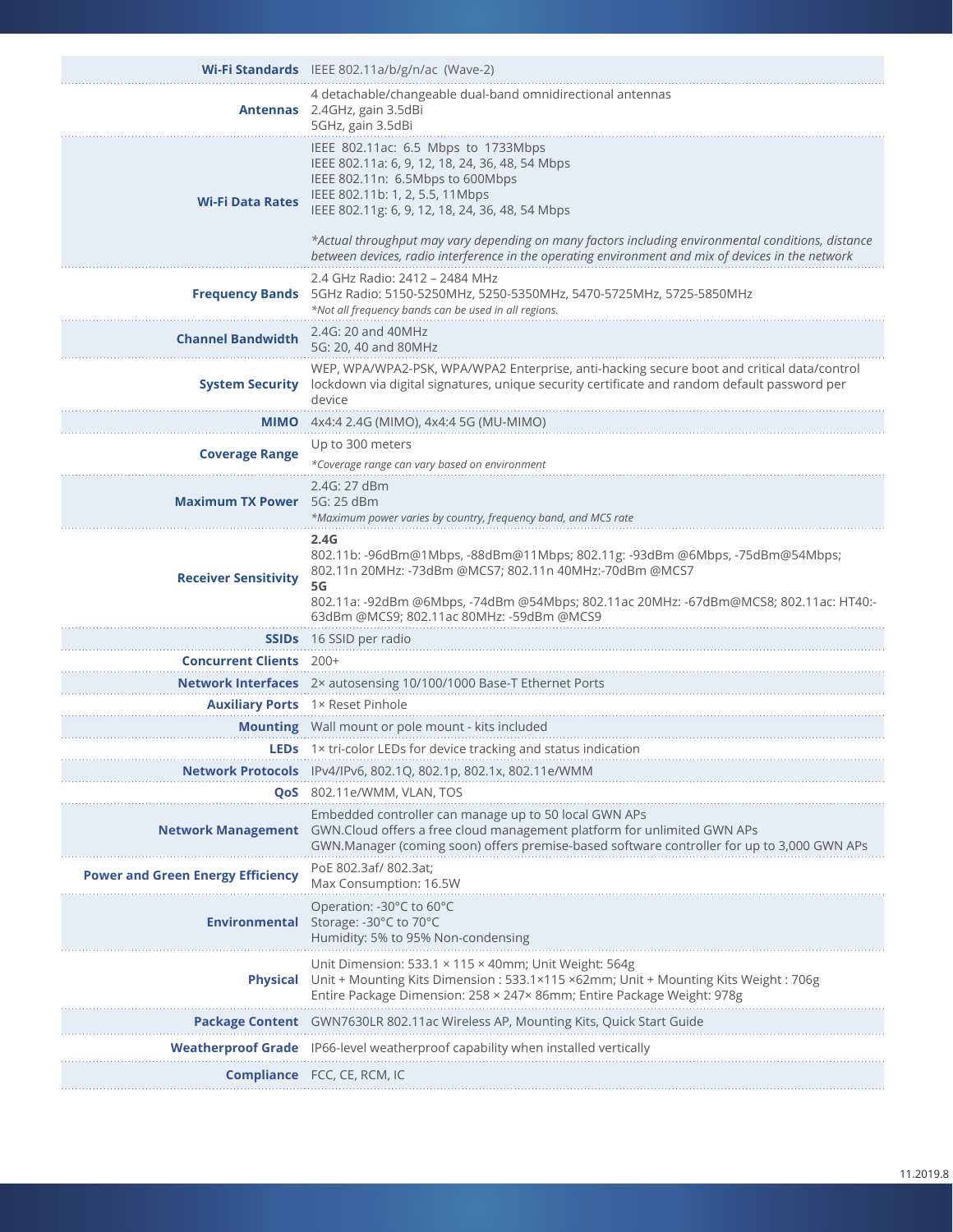| | |
|---|---|
| **Wi-Fi Standards** | IEEE 802.11a/b/g/n/ac (Wave-2) |
| **Antennas** | 4 detachable/changeable dual-band omnidirectional antennas<br>2.4GHz, gain 3.5dBi<br>5GHz, gain 3.5dBi |
| **Wi-Fi Data Rates** | IEEE 802.11ac: 6.5 Mbps to 1733Mbps<br>IEEE 802.11a: 6, 9, 12, 18, 24, 36, 48, 54 Mbps<br>IEEE 802.11n: 6.5Mbps to 600Mbps<br>IEEE 802.11b: 1, 2, 5.5, 11Mbps<br>IEEE 802.11g: 6, 9, 12, 18, 24, 36, 48, 54 Mbps<br><br>*Actual throughput may vary depending on many factors including environmental conditions, distance between devices, radio interference in the operating environment and mix of devices in the network* |
| **Frequency Bands** | 2.4 GHz Radio: 2412 – 2484 MHz<br>5GHz Radio: 5150-5250MHz, 5250-5350MHz, 5470-5725MHz, 5725-5850MHz<br>*Not all frequency bands can be used in all regions.* |
| **Channel Bandwidth** | 2.4G: 20 and 40MHz<br>5G: 20, 40 and 80MHz |
| **System Security** | WEP, WPA/WPA2-PSK, WPA/WPA2 Enterprise, anti-hacking secure boot and critical data/control lockdown via digital signatures, unique security certificate and random default password per device |
| **MIMO** | 4x4:4 2.4G (MIMO), 4x4:4 5G (MU-MIMO) |
| **Coverage Range** | Up to 300 meters<br>*Coverage range can vary based on environment* |
| **Maximum TX Power** | 2.4G: 27 dBm<br>5G: 25 dBm<br>*Maximum power varies by country, frequency band, and MCS rate* |
| **Receiver Sensitivity** | **2.4G**<br>802.11b: -96dBm@1Mbps, -88dBm@11Mbps; 802.11g: -93dBm @6Mbps, -75dBm@54Mbps; 802.11n 20MHz: -73dBm @MCS7; 802.11n 40MHz:-70dBm @MCS7<br>**5G**<br>802.11a: -92dBm @6Mbps, -74dBm @54Mbps; 802.11ac 20MHz: -67dBm@MCS8; 802.11ac: HT40:-63dBm @MCS9; 802.11ac 80MHz: -59dBm @MCS9 |
| **SSIDs** | 16 SSID per radio |
| **Concurrent Clients** | 200+ |
| **Network Interfaces** | 2× autosensing 10/100/1000 Base-T Ethernet Ports |
| **Auxiliary Ports** | 1× Reset Pinhole |
| **Mounting** | Wall mount or pole mount - kits included |
| **LEDs** | 1× tri-color LEDs for device tracking and status indication |
| **Network Protocols** | IPv4/IPv6, 802.1Q, 802.1p, 802.1x, 802.11e/WMM |
| **QoS** | 802.11e/WMM, VLAN, TOS |
| **Network Management** | Embedded controller can manage up to 50 local GWN APs<br>GWN.Cloud offers a free cloud management platform for unlimited GWN APs<br>GWN.Manager (coming soon) offers premise-based software controller for up to 3,000 GWN APs |
| **Power and Green Energy Efficiency** | PoE 802.3af/ 802.3at;<br>Max Consumption: 16.5W |
| **Environmental** | Operation: -30°C to 60°C<br>Storage: -30°C to 70°C<br>Humidity: 5% to 95% Non-condensing |
| **Physical** | Unit Dimension: 533.1 × 115 × 40mm; Unit Weight: 564g<br>Unit + Mounting Kits Dimension : 533.1×115 ×62mm; Unit + Mounting Kits Weight : 706g<br>Entire Package Dimension: 258 × 247× 86mm; Entire Package Weight: 978g |
| **Package Content** | GWN7630LR 802.11ac Wireless AP, Mounting Kits, Quick Start Guide |
| **Weatherproof Grade** | IP66-level weatherproof capability when installed vertically |
| **Compliance** | FCC, CE, RCM, IC |

11.2019.8